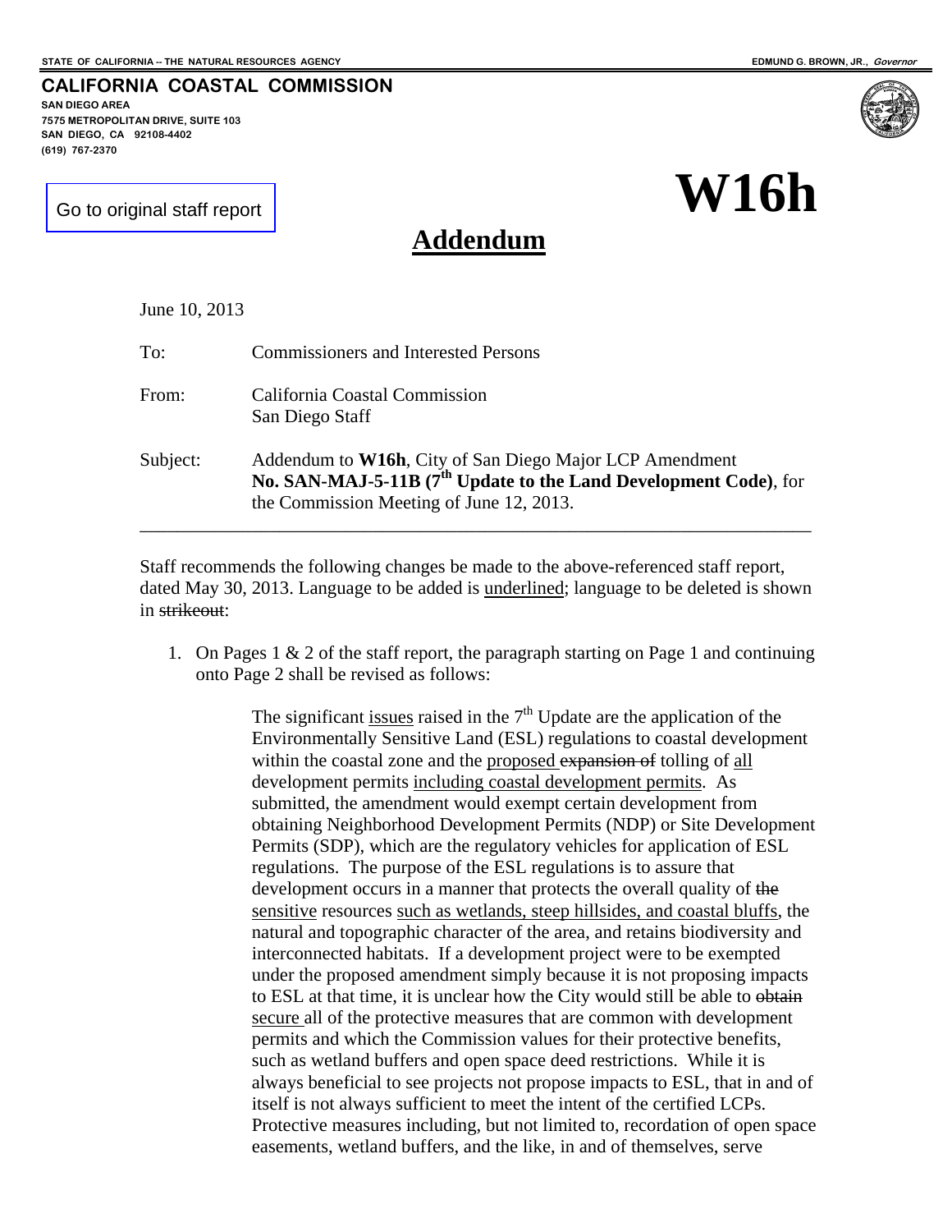STATE OF CALIFORNIA -- THE NATURAL RESOURCES AGENCY | EDMUND G. BROWN, JR., *Governor*

**CALIFORNIA COASTAL COMMISSION**
SAN DIEGO AREA
7575 METROPOLITAN DRIVE, SUITE 103
SAN DIEGO, CA 92108-4402
(619) 767-2370

Go to original staff report

# W16h

## Addendum

June 10, 2013

To: Commissioners and Interested Persons

From: California Coastal Commission
San Diego Staff

Subject: Addendum to **W16h**, City of San Diego Major LCP Amendment **No. SAN-MAJ-5-11B (7th Update to the Land Development Code)**, for the Commission Meeting of June 12, 2013.

---

Staff recommends the following changes be made to the above-referenced staff report, dated May 30, 2013. Language to be added is <u>underlined</u>; language to be deleted is shown in ~~strikeout~~:

1. On Pages 1 & 2 of the staff report, the paragraph starting on Page 1 and continuing onto Page 2 shall be revised as follows:

   The significant <u>issues</u> raised in the 7th Update are the application of the Environmentally Sensitive Land (ESL) regulations to coastal development within the coastal zone and the <u>proposed</u> ~~expansion of~~ tolling of <u>all</u> development permits <u>including coastal development permits</u>. As submitted, the amendment would exempt certain development from obtaining Neighborhood Development Permits (NDP) or Site Development Permits (SDP), which are the regulatory vehicles for application of ESL regulations. The purpose of the ESL regulations is to assure that development occurs in a manner that protects the overall quality of ~~the~~ <u>sensitive</u> resources <u>such as wetlands, steep hillsides, and coastal bluffs</u>, the natural and topographic character of the area, and retains biodiversity and interconnected habitats. If a development project were to be exempted under the proposed amendment simply because it is not proposing impacts to ESL at that time, it is unclear how the City would still be able to ~~obtain~~ <u>secure</u> all of the protective measures that are common with development permits and which the Commission values for their protective benefits, such as wetland buffers and open space deed restrictions. While it is always beneficial to see projects not propose impacts to ESL, that in and of itself is not always sufficient to meet the intent of the certified LCPs. Protective measures including, but not limited to, recordation of open space easements, wetland buffers, and the like, in and of themselves, serve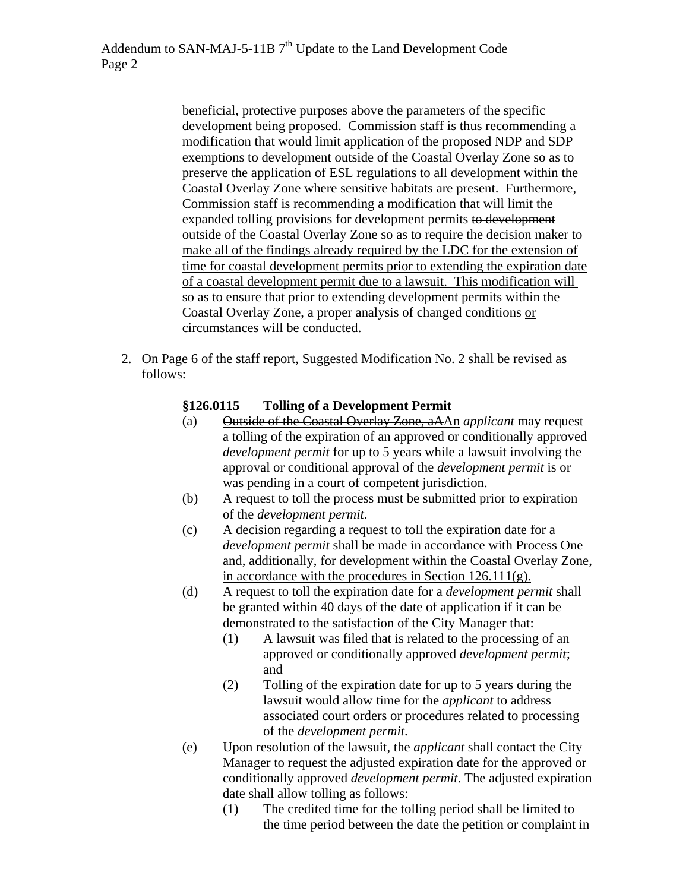beneficial, protective purposes above the parameters of the specific development being proposed. Commission staff is thus recommending a modification that would limit application of the proposed NDP and SDP exemptions to development outside of the Coastal Overlay Zone so as to preserve the application of ESL regulations to all development within the Coastal Overlay Zone where sensitive habitats are present. Furthermore, Commission staff is recommending a modification that will limit the expanded tolling provisions for development permits ~~to development outside of the Coastal Overlay Zone~~ <u>so as to require the decision maker to make all of the findings already required by the LDC for the extension of time for coastal development permits prior to extending the expiration date of a coastal development permit due to a lawsuit. This modification will</u> ~~so as to~~ ensure that prior to extending development permits within the Coastal Overlay Zone, a proper analysis of changed conditions <u>or circumstances</u> will be conducted.

2. On Page 6 of the staff report, Suggested Modification No. 2 shall be revised as follows:

**§126.0115 Tolling of a Development Permit**

(a) ~~Outside of the Coastal Overlay Zone, aA~~<u>A</u>n *applicant* may request a tolling of the expiration of an approved or conditionally approved *development permit* for up to 5 years while a lawsuit involving the approval or conditional approval of the *development permit* is or was pending in a court of competent jurisdiction.

(b) A request to toll the process must be submitted prior to expiration of the *development permit*.

(c) A decision regarding a request to toll the expiration date for a *development permit* shall be made in accordance with Process One <u>and, additionally, for development within the Coastal Overlay Zone, in accordance with the procedures in Section 126.111(g).</u>

(d) A request to toll the expiration date for a *development permit* shall be granted within 40 days of the date of application if it can be demonstrated to the satisfaction of the City Manager that:

  (1) A lawsuit was filed that is related to the processing of an approved or conditionally approved *development permit*; and

  (2) Tolling of the expiration date for up to 5 years during the lawsuit would allow time for the *applicant* to address associated court orders or procedures related to processing of the *development permit*.

(e) Upon resolution of the lawsuit, the *applicant* shall contact the City Manager to request the adjusted expiration date for the approved or conditionally approved *development permit*. The adjusted expiration date shall allow tolling as follows:

  (1) The credited time for the tolling period shall be limited to the time period between the date the petition or complaint in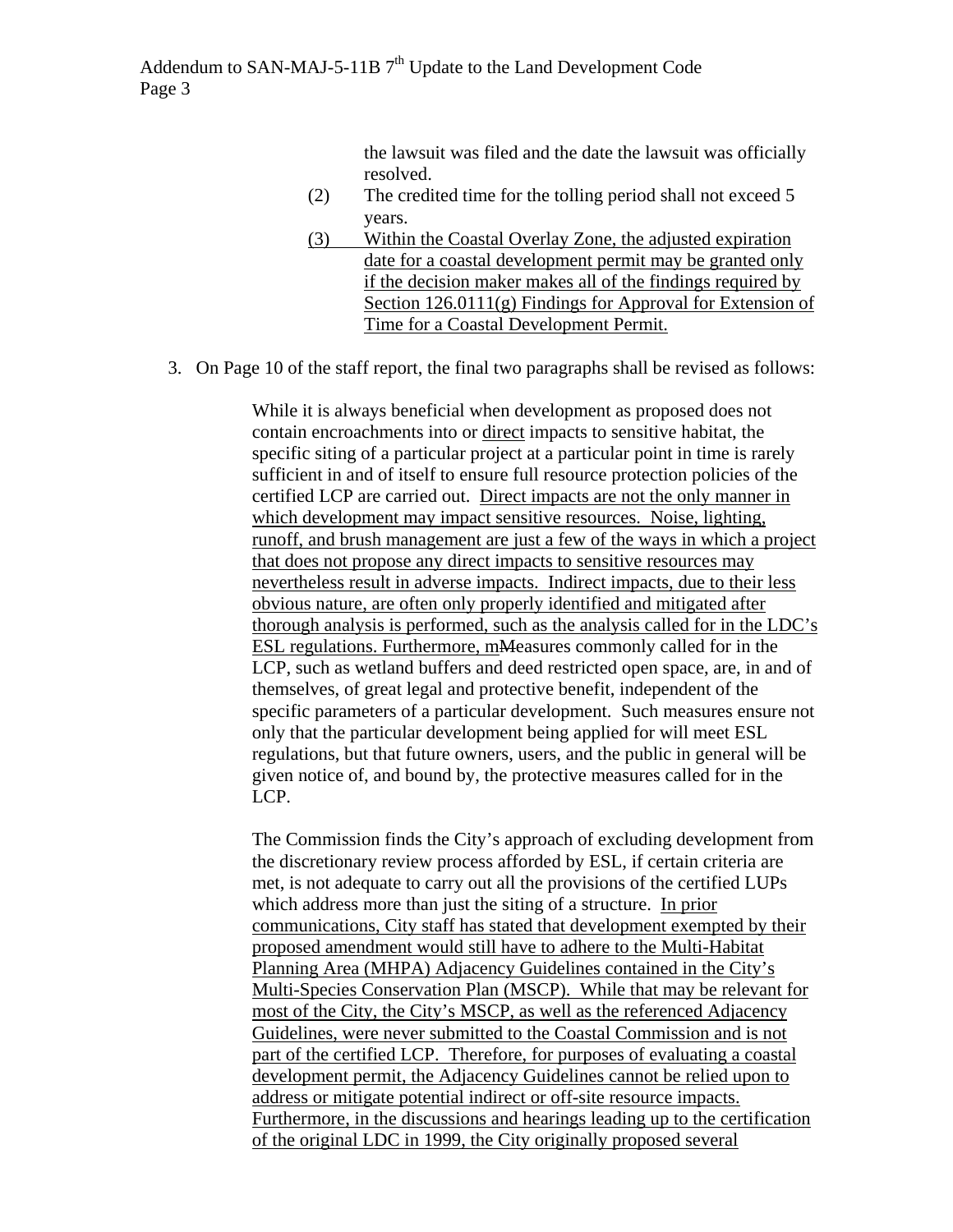the lawsuit was filed and the date the lawsuit was officially resolved.

(2) The credited time for the tolling period shall not exceed 5 years.

<u>(3) Within the Coastal Overlay Zone, the adjusted expiration date for a coastal development permit may be granted only if the decision maker makes all of the findings required by Section 126.0111(g) Findings for Approval for Extension of Time for a Coastal Development Permit.</u>

3. On Page 10 of the staff report, the final two paragraphs shall be revised as follows:

While it is always beneficial when development as proposed does not contain encroachments into or <u>direct</u> impacts to sensitive habitat, the specific siting of a particular project at a particular point in time is rarely sufficient in and of itself to ensure full resource protection policies of the certified LCP are carried out. <u>Direct impacts are not the only manner in which development may impact sensitive resources. Noise, lighting, runoff, and brush management are just a few of the ways in which a project that does not propose any direct impacts to sensitive resources may nevertheless result in adverse impacts. Indirect impacts, due to their less obvious nature, are often only properly identified and mitigated after thorough analysis is performed, such as the analysis called for in the LDC's ESL regulations. Furthermore, m</u>~~M~~easures commonly called for in the LCP, such as wetland buffers and deed restricted open space, are, in and of themselves, of great legal and protective benefit, independent of the specific parameters of a particular development. Such measures ensure not only that the particular development being applied for will meet ESL regulations, but that future owners, users, and the public in general will be given notice of, and bound by, the protective measures called for in the LCP.

The Commission finds the City's approach of excluding development from the discretionary review process afforded by ESL, if certain criteria are met, is not adequate to carry out all the provisions of the certified LUPs which address more than just the siting of a structure. <u>In prior communications, City staff has stated that development exempted by their proposed amendment would still have to adhere to the Multi-Habitat Planning Area (MHPA) Adjacency Guidelines contained in the City's Multi-Species Conservation Plan (MSCP). While that may be relevant for most of the City, the City's MSCP, as well as the referenced Adjacency Guidelines, were never submitted to the Coastal Commission and is not part of the certified LCP. Therefore, for purposes of evaluating a coastal development permit, the Adjacency Guidelines cannot be relied upon to address or mitigate potential indirect or off-site resource impacts. Furthermore, in the discussions and hearings leading up to the certification of the original LDC in 1999, the City originally proposed several</u>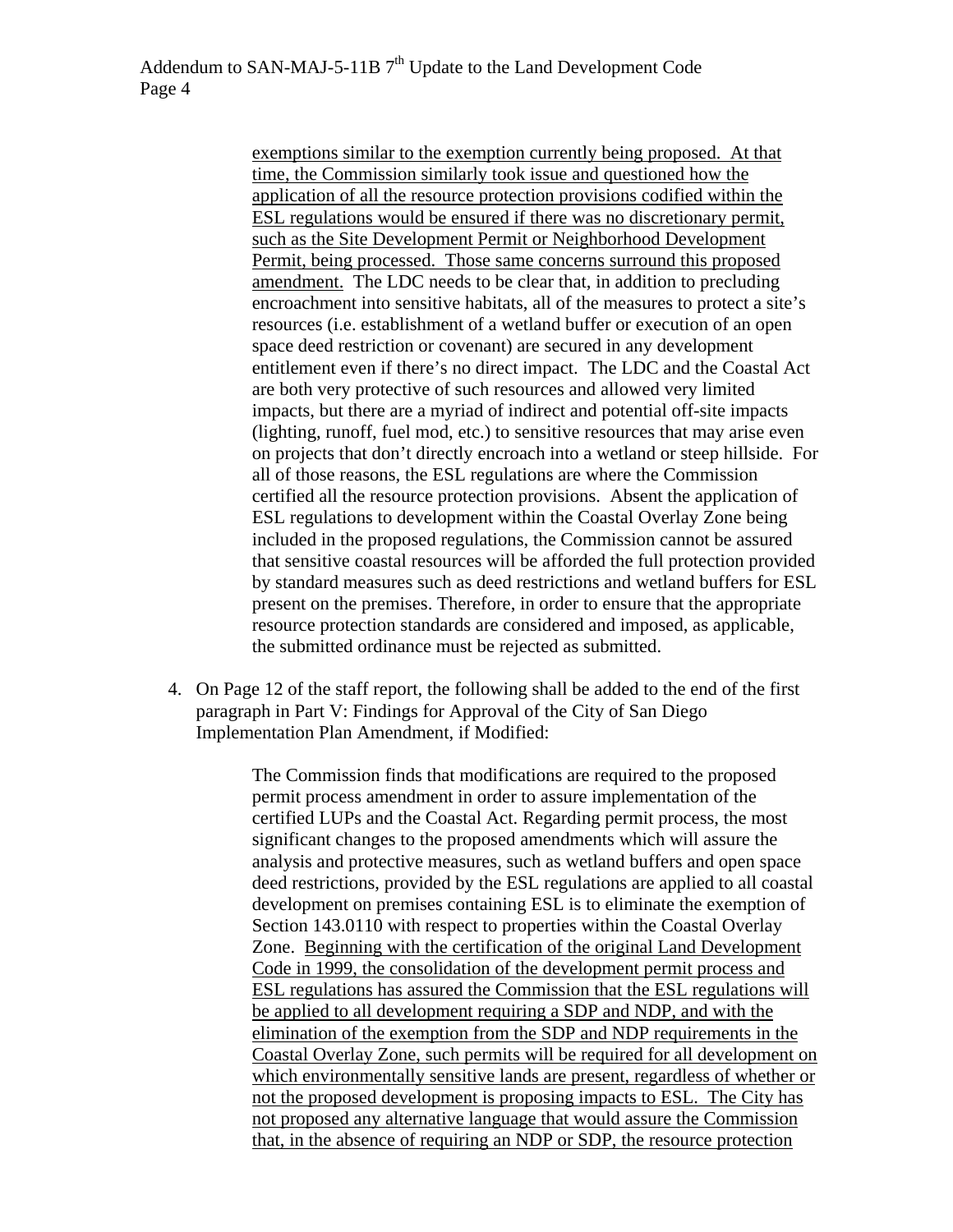exemptions similar to the exemption currently being proposed. At that time, the Commission similarly took issue and questioned how the application of all the resource protection provisions codified within the ESL regulations would be ensured if there was no discretionary permit, such as the Site Development Permit or Neighborhood Development Permit, being processed. Those same concerns surround this proposed amendment. The LDC needs to be clear that, in addition to precluding encroachment into sensitive habitats, all of the measures to protect a site's resources (i.e. establishment of a wetland buffer or execution of an open space deed restriction or covenant) are secured in any development entitlement even if there's no direct impact. The LDC and the Coastal Act are both very protective of such resources and allowed very limited impacts, but there are a myriad of indirect and potential off-site impacts (lighting, runoff, fuel mod, etc.) to sensitive resources that may arise even on projects that don't directly encroach into a wetland or steep hillside. For all of those reasons, the ESL regulations are where the Commission certified all the resource protection provisions. Absent the application of ESL regulations to development within the Coastal Overlay Zone being included in the proposed regulations, the Commission cannot be assured that sensitive coastal resources will be afforded the full protection provided by standard measures such as deed restrictions and wetland buffers for ESL present on the premises. Therefore, in order to ensure that the appropriate resource protection standards are considered and imposed, as applicable, the submitted ordinance must be rejected as submitted.

4. On Page 12 of the staff report, the following shall be added to the end of the first paragraph in Part V: Findings for Approval of the City of San Diego Implementation Plan Amendment, if Modified:

   The Commission finds that modifications are required to the proposed permit process amendment in order to assure implementation of the certified LUPs and the Coastal Act. Regarding permit process, the most significant changes to the proposed amendments which will assure the analysis and protective measures, such as wetland buffers and open space deed restrictions, provided by the ESL regulations are applied to all coastal development on premises containing ESL is to eliminate the exemption of Section 143.0110 with respect to properties within the Coastal Overlay Zone. Beginning with the certification of the original Land Development Code in 1999, the consolidation of the development permit process and ESL regulations has assured the Commission that the ESL regulations will be applied to all development requiring a SDP and NDP, and with the elimination of the exemption from the SDP and NDP requirements in the Coastal Overlay Zone, such permits will be required for all development on which environmentally sensitive lands are present, regardless of whether or not the proposed development is proposing impacts to ESL. The City has not proposed any alternative language that would assure the Commission that, in the absence of requiring an NDP or SDP, the resource protection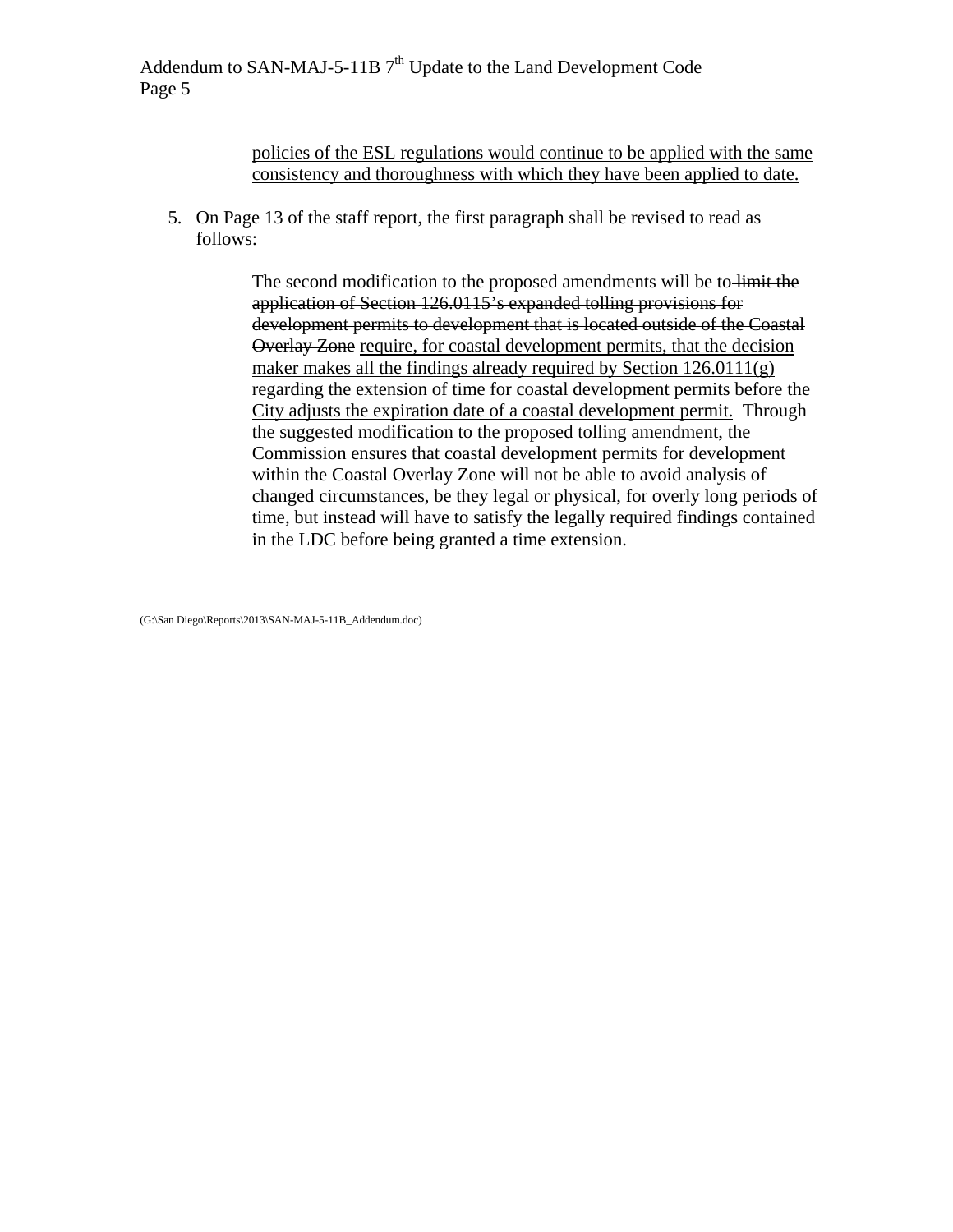<u>policies of the ESL regulations would continue to be applied with the same consistency and thoroughness with which they have been applied to date.</u>

5. On Page 13 of the staff report, the first paragraph shall be revised to read as follows:

   > The second modification to the proposed amendments will be to ~~limit the application of Section 126.0115's expanded tolling provisions for development permits to development that is located outside of the Coastal Overlay Zone~~ <u>require, for coastal development permits, that the decision maker makes all the findings already required by Section 126.0111(g) regarding the extension of time for coastal development permits before the City adjusts the expiration date of a coastal development permit.</u> Through the suggested modification to the proposed tolling amendment, the Commission ensures that <u>coastal</u> development permits for development within the Coastal Overlay Zone will not be able to avoid analysis of changed circumstances, be they legal or physical, for overly long periods of time, but instead will have to satisfy the legally required findings contained in the LDC before being granted a time extension.

(G:\San Diego\Reports\2013\SAN-MAJ-5-11B_Addendum.doc)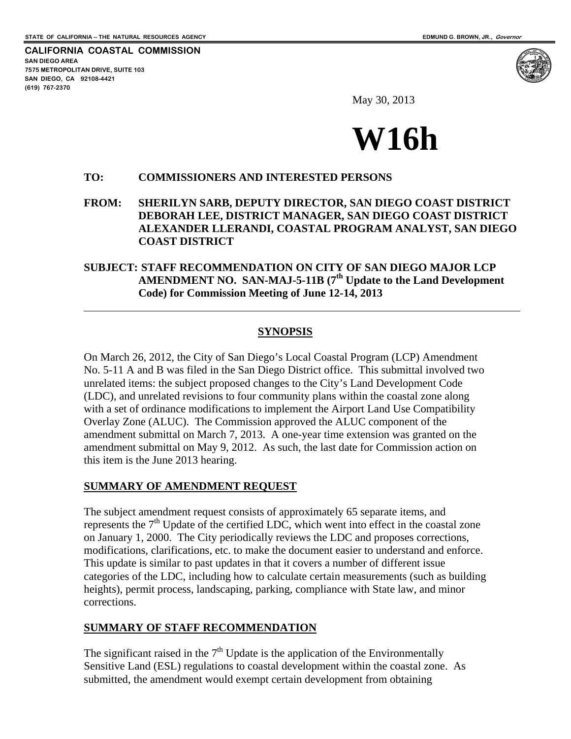STATE OF CALIFORNIA -- THE NATURAL RESOURCES AGENCY

EDMUND G. BROWN, JR., *Governor*

**CALIFORNIA COASTAL COMMISSION**
**SAN DIEGO AREA**
**7575 METROPOLITAN DRIVE, SUITE 103**
**SAN DIEGO, CA 92108-4421**
**(619) 767-2370**

May 30, 2013

# W16h

**TO:** **COMMISSIONERS AND INTERESTED PERSONS**

**FROM:** **SHERILYN SARB, DEPUTY DIRECTOR, SAN DIEGO COAST DISTRICT**
**DEBORAH LEE, DISTRICT MANAGER, SAN DIEGO COAST DISTRICT**
**ALEXANDER LLERANDI, COASTAL PROGRAM ANALYST, SAN DIEGO COAST DISTRICT**

**SUBJECT: STAFF RECOMMENDATION ON CITY OF SAN DIEGO MAJOR LCP AMENDMENT NO. SAN-MAJ-5-11B (7th Update to the Land Development Code) for Commission Meeting of June 12-14, 2013**

---

## SYNOPSIS

On March 26, 2012, the City of San Diego's Local Coastal Program (LCP) Amendment No. 5-11 A and B was filed in the San Diego District office. This submittal involved two unrelated items: the subject proposed changes to the City's Land Development Code (LDC), and unrelated revisions to four community plans within the coastal zone along with a set of ordinance modifications to implement the Airport Land Use Compatibility Overlay Zone (ALUC). The Commission approved the ALUC component of the amendment submittal on March 7, 2013. A one-year time extension was granted on the amendment submittal on May 9, 2012. As such, the last date for Commission action on this item is the June 2013 hearing.

## SUMMARY OF AMENDMENT REQUEST

The subject amendment request consists of approximately 65 separate items, and represents the 7th Update of the certified LDC, which went into effect in the coastal zone on January 1, 2000. The City periodically reviews the LDC and proposes corrections, modifications, clarifications, etc. to make the document easier to understand and enforce. This update is similar to past updates in that it covers a number of different issue categories of the LDC, including how to calculate certain measurements (such as building heights), permit process, landscaping, parking, compliance with State law, and minor corrections.

## SUMMARY OF STAFF RECOMMENDATION

The significant raised in the 7th Update is the application of the Environmentally Sensitive Land (ESL) regulations to coastal development within the coastal zone. As submitted, the amendment would exempt certain development from obtaining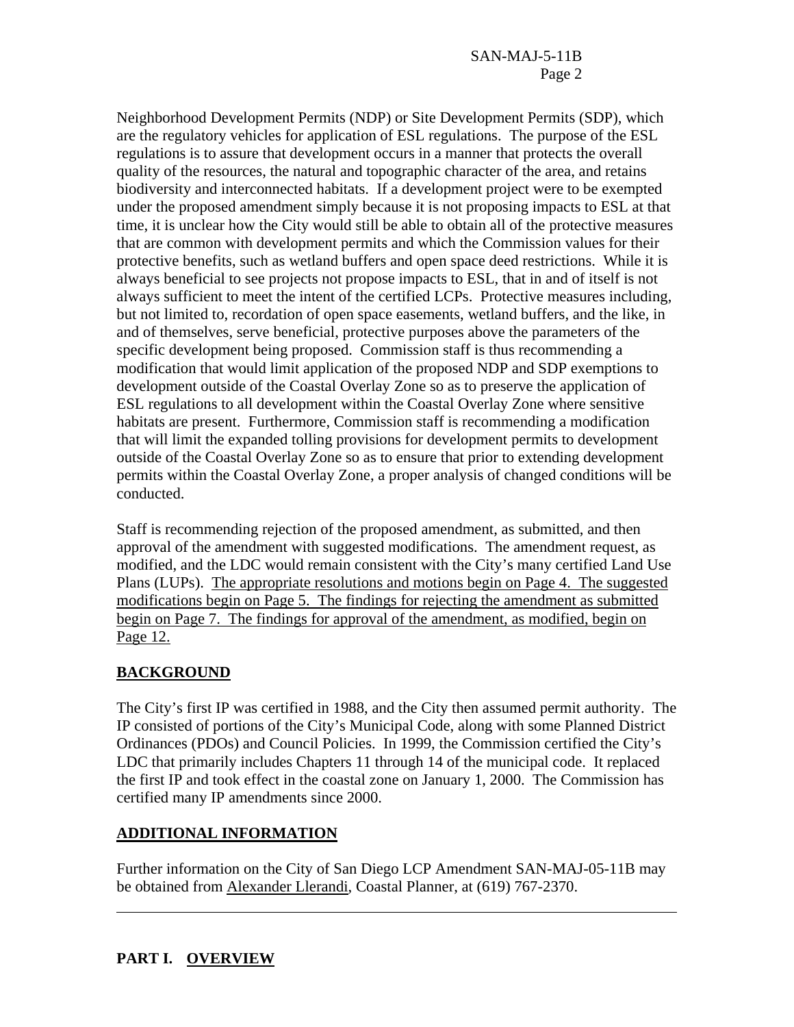Neighborhood Development Permits (NDP) or Site Development Permits (SDP), which are the regulatory vehicles for application of ESL regulations. The purpose of the ESL regulations is to assure that development occurs in a manner that protects the overall quality of the resources, the natural and topographic character of the area, and retains biodiversity and interconnected habitats. If a development project were to be exempted under the proposed amendment simply because it is not proposing impacts to ESL at that time, it is unclear how the City would still be able to obtain all of the protective measures that are common with development permits and which the Commission values for their protective benefits, such as wetland buffers and open space deed restrictions. While it is always beneficial to see projects not propose impacts to ESL, that in and of itself is not always sufficient to meet the intent of the certified LCPs. Protective measures including, but not limited to, recordation of open space easements, wetland buffers, and the like, in and of themselves, serve beneficial, protective purposes above the parameters of the specific development being proposed. Commission staff is thus recommending a modification that would limit application of the proposed NDP and SDP exemptions to development outside of the Coastal Overlay Zone so as to preserve the application of ESL regulations to all development within the Coastal Overlay Zone where sensitive habitats are present. Furthermore, Commission staff is recommending a modification that will limit the expanded tolling provisions for development permits to development outside of the Coastal Overlay Zone so as to ensure that prior to extending development permits within the Coastal Overlay Zone, a proper analysis of changed conditions will be conducted.

Staff is recommending rejection of the proposed amendment, as submitted, and then approval of the amendment with suggested modifications. The amendment request, as modified, and the LDC would remain consistent with the City's many certified Land Use Plans (LUPs). <u>The appropriate resolutions and motions begin on Page 4. The suggested modifications begin on Page 5. The findings for rejecting the amendment as submitted begin on Page 7. The findings for approval of the amendment, as modified, begin on Page 12.</u>

## BACKGROUND

The City's first IP was certified in 1988, and the City then assumed permit authority. The IP consisted of portions of the City's Municipal Code, along with some Planned District Ordinances (PDOs) and Council Policies. In 1999, the Commission certified the City's LDC that primarily includes Chapters 11 through 14 of the municipal code. It replaced the first IP and took effect in the coastal zone on January 1, 2000. The Commission has certified many IP amendments since 2000.

## ADDITIONAL INFORMATION

Further information on the City of San Diego LCP Amendment SAN-MAJ-05-11B may be obtained from <u>Alexander Llerandi</u>, Coastal Planner, at (619) 767-2370.

---

## PART I. OVERVIEW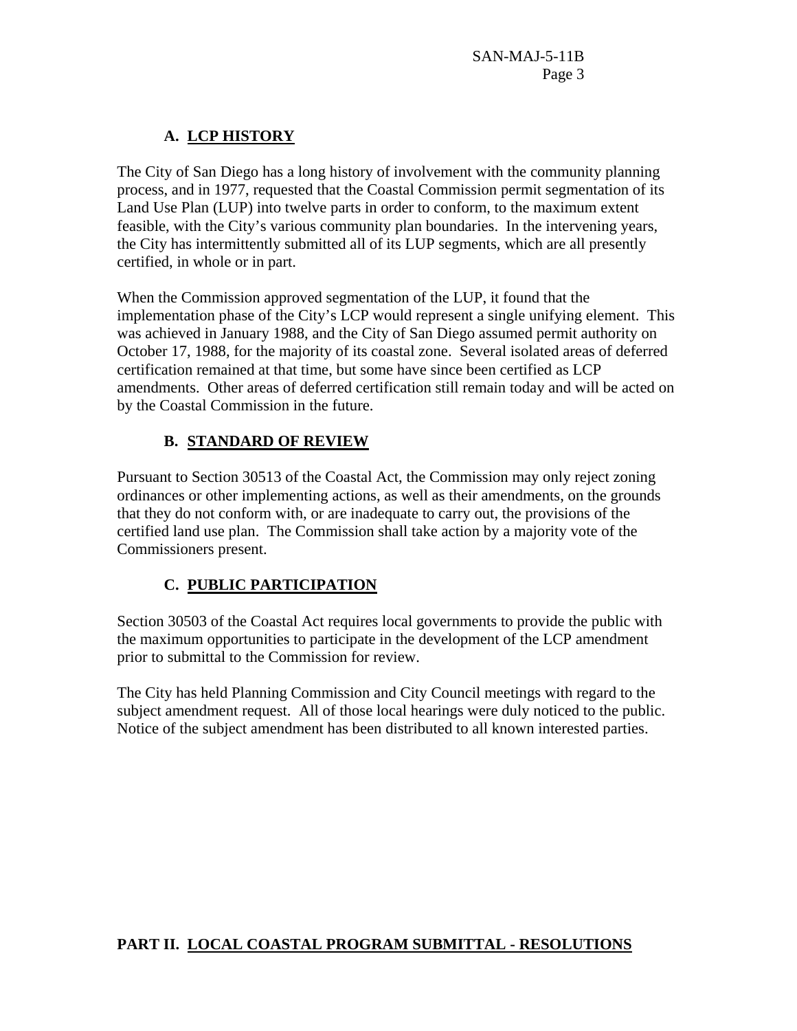## A. LCP HISTORY

The City of San Diego has a long history of involvement with the community planning process, and in 1977, requested that the Coastal Commission permit segmentation of its Land Use Plan (LUP) into twelve parts in order to conform, to the maximum extent feasible, with the City's various community plan boundaries. In the intervening years, the City has intermittently submitted all of its LUP segments, which are all presently certified, in whole or in part.

When the Commission approved segmentation of the LUP, it found that the implementation phase of the City's LCP would represent a single unifying element. This was achieved in January 1988, and the City of San Diego assumed permit authority on October 17, 1988, for the majority of its coastal zone. Several isolated areas of deferred certification remained at that time, but some have since been certified as LCP amendments. Other areas of deferred certification still remain today and will be acted on by the Coastal Commission in the future.

## B. STANDARD OF REVIEW

Pursuant to Section 30513 of the Coastal Act, the Commission may only reject zoning ordinances or other implementing actions, as well as their amendments, on the grounds that they do not conform with, or are inadequate to carry out, the provisions of the certified land use plan. The Commission shall take action by a majority vote of the Commissioners present.

## C. PUBLIC PARTICIPATION

Section 30503 of the Coastal Act requires local governments to provide the public with the maximum opportunities to participate in the development of the LCP amendment prior to submittal to the Commission for review.

The City has held Planning Commission and City Council meetings with regard to the subject amendment request. All of those local hearings were duly noticed to the public. Notice of the subject amendment has been distributed to all known interested parties.

# PART II. LOCAL COASTAL PROGRAM SUBMITTAL - RESOLUTIONS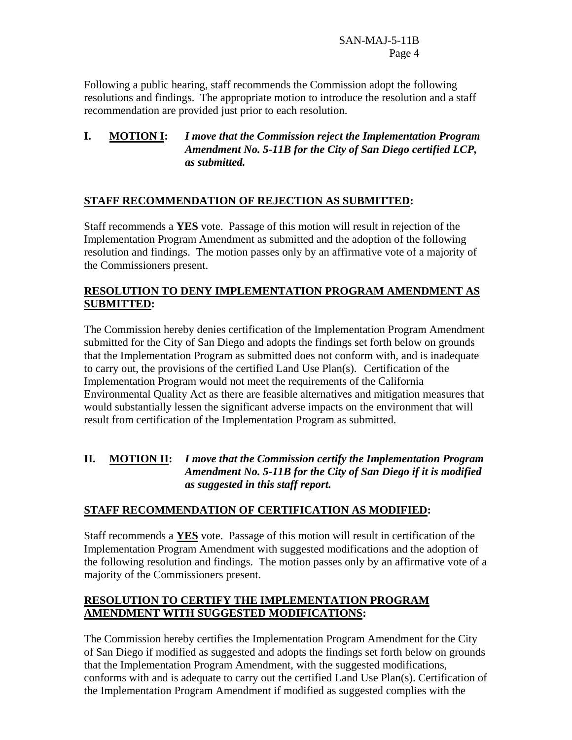Following a public hearing, staff recommends the Commission adopt the following resolutions and findings. The appropriate motion to introduce the resolution and a staff recommendation are provided just prior to each resolution.

**I. MOTION I:** ***I move that the Commission reject the Implementation Program Amendment No. 5-11B for the City of San Diego certified LCP, as submitted.***

**STAFF RECOMMENDATION OF REJECTION AS SUBMITTED:**

Staff recommends a **YES** vote. Passage of this motion will result in rejection of the Implementation Program Amendment as submitted and the adoption of the following resolution and findings. The motion passes only by an affirmative vote of a majority of the Commissioners present.

**RESOLUTION TO DENY IMPLEMENTATION PROGRAM AMENDMENT AS SUBMITTED:**

The Commission hereby denies certification of the Implementation Program Amendment submitted for the City of San Diego and adopts the findings set forth below on grounds that the Implementation Program as submitted does not conform with, and is inadequate to carry out, the provisions of the certified Land Use Plan(s). Certification of the Implementation Program would not meet the requirements of the California Environmental Quality Act as there are feasible alternatives and mitigation measures that would substantially lessen the significant adverse impacts on the environment that will result from certification of the Implementation Program as submitted.

**II. MOTION II:** ***I move that the Commission certify the Implementation Program Amendment No. 5-11B for the City of San Diego if it is modified as suggested in this staff report.***

**STAFF RECOMMENDATION OF CERTIFICATION AS MODIFIED:**

Staff recommends a **YES** vote. Passage of this motion will result in certification of the Implementation Program Amendment with suggested modifications and the adoption of the following resolution and findings. The motion passes only by an affirmative vote of a majority of the Commissioners present.

**RESOLUTION TO CERTIFY THE IMPLEMENTATION PROGRAM AMENDMENT WITH SUGGESTED MODIFICATIONS:**

The Commission hereby certifies the Implementation Program Amendment for the City of San Diego if modified as suggested and adopts the findings set forth below on grounds that the Implementation Program Amendment, with the suggested modifications, conforms with and is adequate to carry out the certified Land Use Plan(s). Certification of the Implementation Program Amendment if modified as suggested complies with the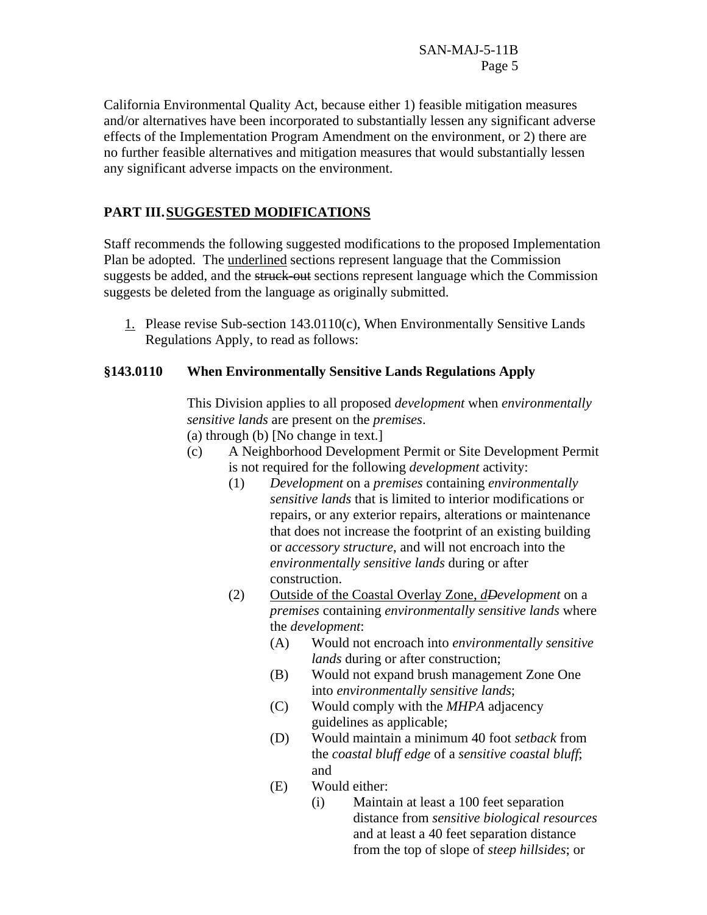California Environmental Quality Act, because either 1) feasible mitigation measures and/or alternatives have been incorporated to substantially lessen any significant adverse effects of the Implementation Program Amendment on the environment, or 2) there are no further feasible alternatives and mitigation measures that would substantially lessen any significant adverse impacts on the environment.

## PART III. <u>SUGGESTED MODIFICATIONS</u>

Staff recommends the following suggested modifications to the proposed Implementation Plan be adopted. The <u>underlined</u> sections represent language that the Commission suggests be added, and the ~~struck-out~~ sections represent language which the Commission suggests be deleted from the language as originally submitted.

<u>1.</u> Please revise Sub-section 143.0110(c), When Environmentally Sensitive Lands Regulations Apply, to read as follows:

**§143.0110 When Environmentally Sensitive Lands Regulations Apply**

This Division applies to all proposed *development* when *environmentally sensitive lands* are present on the *premises*.

(a) through (b) [No change in text.]

(c) A Neighborhood Development Permit or Site Development Permit is not required for the following *development* activity:

- (1) *Development* on a *premises* containing *environmentally sensitive lands* that is limited to interior modifications or repairs, or any exterior repairs, alterations or maintenance that does not increase the footprint of an existing building or *accessory structure*, and will not encroach into the *environmentally sensitive lands* during or after construction.
- (2) <u>Outside of the Coastal Overlay Zone, *d*</u>~~*D*~~*evelopment* on a *premises* containing *environmentally sensitive lands* where the *development*:
  - (A) Would not encroach into *environmentally sensitive lands* during or after construction;
  - (B) Would not expand brush management Zone One into *environmentally sensitive lands*;
  - (C) Would comply with the *MHPA* adjacency guidelines as applicable;
  - (D) Would maintain a minimum 40 foot *setback* from the *coastal bluff edge* of a *sensitive coastal bluff*; and
  - (E) Would either:
    - (i) Maintain at least a 100 feet separation distance from *sensitive biological resources* and at least a 40 feet separation distance from the top of slope of *steep hillsides*; or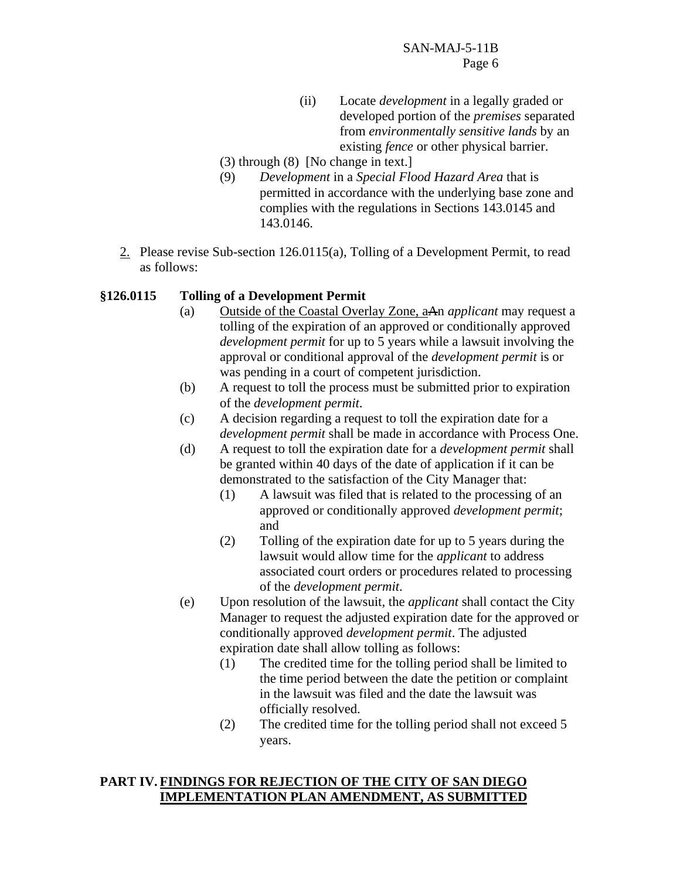(ii) Locate *development* in a legally graded or developed portion of the *premises* separated from *environmentally sensitive lands* by an existing *fence* or other physical barrier.

(3) through (8) [No change in text.]

(9) *Development* in a *Special Flood Hazard Area* that is permitted in accordance with the underlying base zone and complies with the regulations in Sections 143.0145 and 143.0146.

2. Please revise Sub-section 126.0115(a), Tolling of a Development Permit, to read as follows:

**§126.0115 Tolling of a Development Permit**

(a) <u>Outside of the Coastal Overlay Zone, a</u>~~A~~n *applicant* may request a tolling of the expiration of an approved or conditionally approved *development permit* for up to 5 years while a lawsuit involving the approval or conditional approval of the *development permit* is or was pending in a court of competent jurisdiction.

(b) A request to toll the process must be submitted prior to expiration of the *development permit*.

(c) A decision regarding a request to toll the expiration date for a *development permit* shall be made in accordance with Process One.

(d) A request to toll the expiration date for a *development permit* shall be granted within 40 days of the date of application if it can be demonstrated to the satisfaction of the City Manager that:

(1) A lawsuit was filed that is related to the processing of an approved or conditionally approved *development permit*; and

(2) Tolling of the expiration date for up to 5 years during the lawsuit would allow time for the *applicant* to address associated court orders or procedures related to processing of the *development permit*.

(e) Upon resolution of the lawsuit, the *applicant* shall contact the City Manager to request the adjusted expiration date for the approved or conditionally approved *development permit*. The adjusted expiration date shall allow tolling as follows:

(1) The credited time for the tolling period shall be limited to the time period between the date the petition or complaint in the lawsuit was filed and the date the lawsuit was officially resolved.

(2) The credited time for the tolling period shall not exceed 5 years.

## PART IV. <u>FINDINGS FOR REJECTION OF THE CITY OF SAN DIEGO IMPLEMENTATION PLAN AMENDMENT, AS SUBMITTED</u>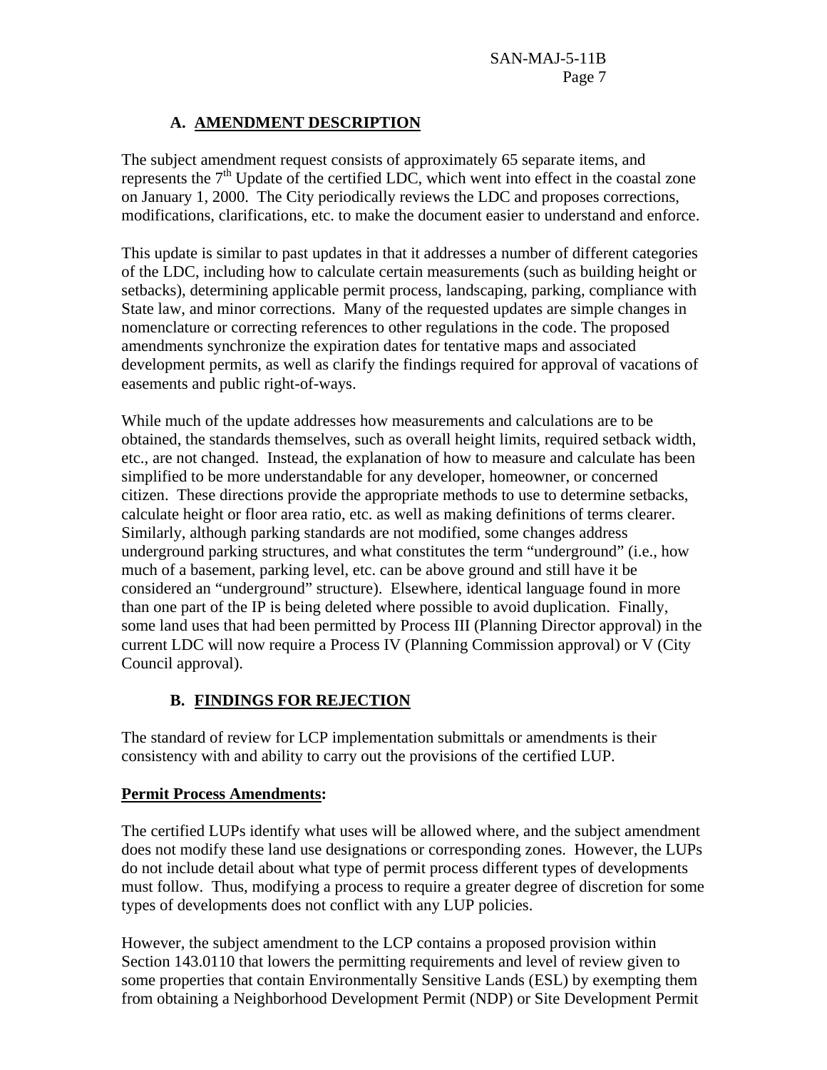### A. AMENDMENT DESCRIPTION

The subject amendment request consists of approximately 65 separate items, and represents the 7th Update of the certified LDC, which went into effect in the coastal zone on January 1, 2000. The City periodically reviews the LDC and proposes corrections, modifications, clarifications, etc. to make the document easier to understand and enforce.

This update is similar to past updates in that it addresses a number of different categories of the LDC, including how to calculate certain measurements (such as building height or setbacks), determining applicable permit process, landscaping, parking, compliance with State law, and minor corrections. Many of the requested updates are simple changes in nomenclature or correcting references to other regulations in the code. The proposed amendments synchronize the expiration dates for tentative maps and associated development permits, as well as clarify the findings required for approval of vacations of easements and public right-of-ways.

While much of the update addresses how measurements and calculations are to be obtained, the standards themselves, such as overall height limits, required setback width, etc., are not changed. Instead, the explanation of how to measure and calculate has been simplified to be more understandable for any developer, homeowner, or concerned citizen. These directions provide the appropriate methods to use to determine setbacks, calculate height or floor area ratio, etc. as well as making definitions of terms clearer. Similarly, although parking standards are not modified, some changes address underground parking structures, and what constitutes the term "underground" (i.e., how much of a basement, parking level, etc. can be above ground and still have it be considered an "underground" structure). Elsewhere, identical language found in more than one part of the IP is being deleted where possible to avoid duplication. Finally, some land uses that had been permitted by Process III (Planning Director approval) in the current LDC will now require a Process IV (Planning Commission approval) or V (City Council approval).

### B. FINDINGS FOR REJECTION

The standard of review for LCP implementation submittals or amendments is their consistency with and ability to carry out the provisions of the certified LUP.

**Permit Process Amendments:**

The certified LUPs identify what uses will be allowed where, and the subject amendment does not modify these land use designations or corresponding zones. However, the LUPs do not include detail about what type of permit process different types of developments must follow. Thus, modifying a process to require a greater degree of discretion for some types of developments does not conflict with any LUP policies.

However, the subject amendment to the LCP contains a proposed provision within Section 143.0110 that lowers the permitting requirements and level of review given to some properties that contain Environmentally Sensitive Lands (ESL) by exempting them from obtaining a Neighborhood Development Permit (NDP) or Site Development Permit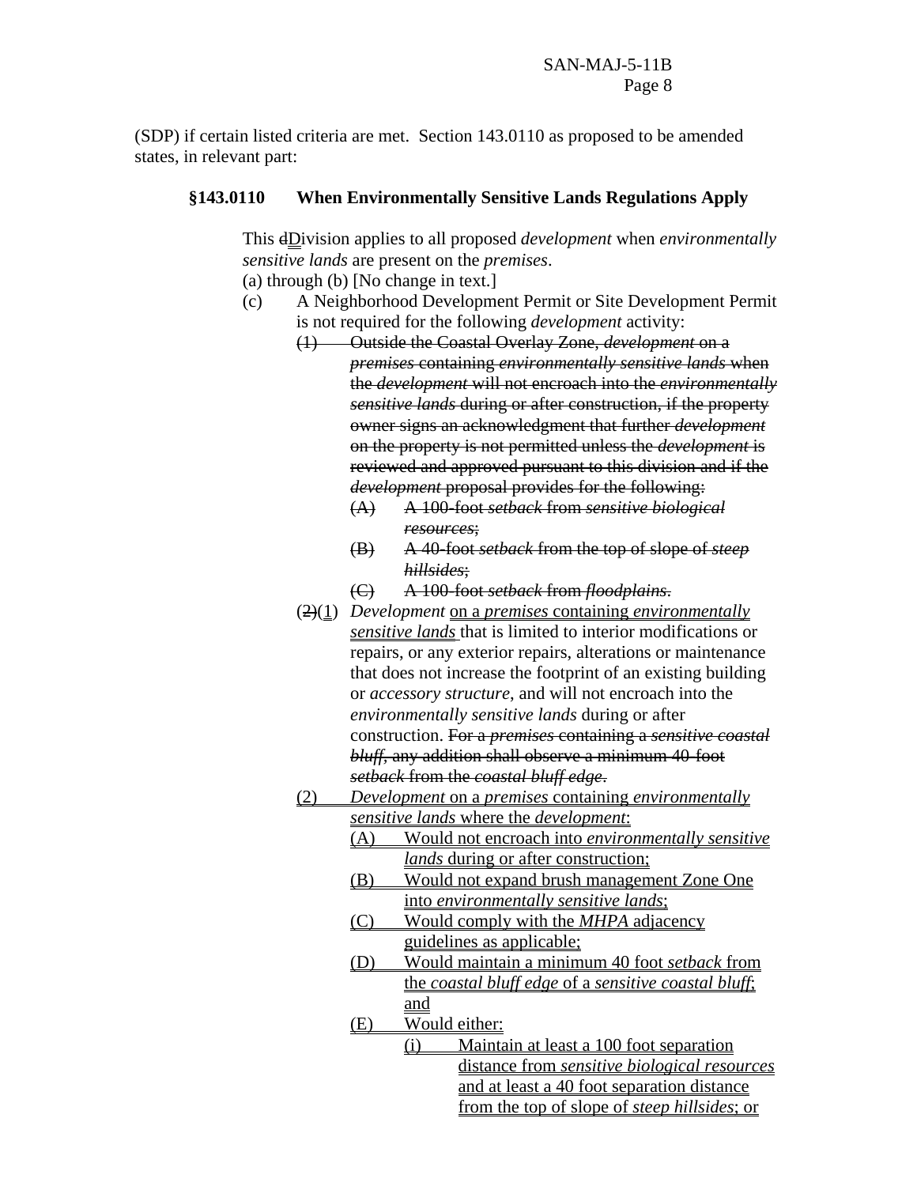(SDP) if certain listed criteria are met. Section 143.0110 as proposed to be amended states, in relevant part:

**§143.0110 When Environmentally Sensitive Lands Regulations Apply**

This ~~d~~<u>D</u>ivision applies to all proposed *development* when *environmentally sensitive lands* are present on the *premises*.

(a) through (b) [No change in text.]

(c) A Neighborhood Development Permit or Site Development Permit is not required for the following *development* activity:

~~(1) Outside the Coastal Overlay Zone, *development* on a *premises* containing *environmentally sensitive lands* when the *development* will not encroach into the *environmentally sensitive lands* during or after construction, if the property owner signs an acknowledgment that further *development* on the property is not permitted unless the *development* is reviewed and approved pursuant to this division and if the *development* proposal provides for the following:~~

~~(A) A 100-foot *setback* from *sensitive biological resources*;~~

~~(B) A 40-foot *setback* from the top of slope of *steep hillsides*;~~

~~(C) A 100-foot *setback* from *floodplains*.~~

(~~2~~)(<u>1</u>) *Development* <u>on a *premises* containing *environmentally sensitive lands*</u> that is limited to interior modifications or repairs, or any exterior repairs, alterations or maintenance that does not increase the footprint of an existing building or *accessory structure*, and will not encroach into the *environmentally sensitive lands* during or after construction. ~~For a *premises* containing a *sensitive coastal bluff*, any addition shall observe a minimum 40-foot *setback* from the *coastal bluff edge*.~~

<u>(2) *Development* on a *premises* containing *environmentally sensitive lands* where the *development*:</u>

<u>(A) Would not encroach into *environmentally sensitive lands* during or after construction;</u>

<u>(B) Would not expand brush management Zone One into *environmentally sensitive lands*;</u>

<u>(C) Would comply with the *MHPA* adjacency guidelines as applicable;</u>

<u>(D) Would maintain a minimum 40 foot *setback* from the *coastal bluff edge* of a *sensitive coastal bluff*; and</u>

<u>(E) Would either:</u>

<u>(i) Maintain at least a 100 foot separation distance from *sensitive biological resources* and at least a 40 foot separation distance from the top of slope of *steep hillsides*; or</u>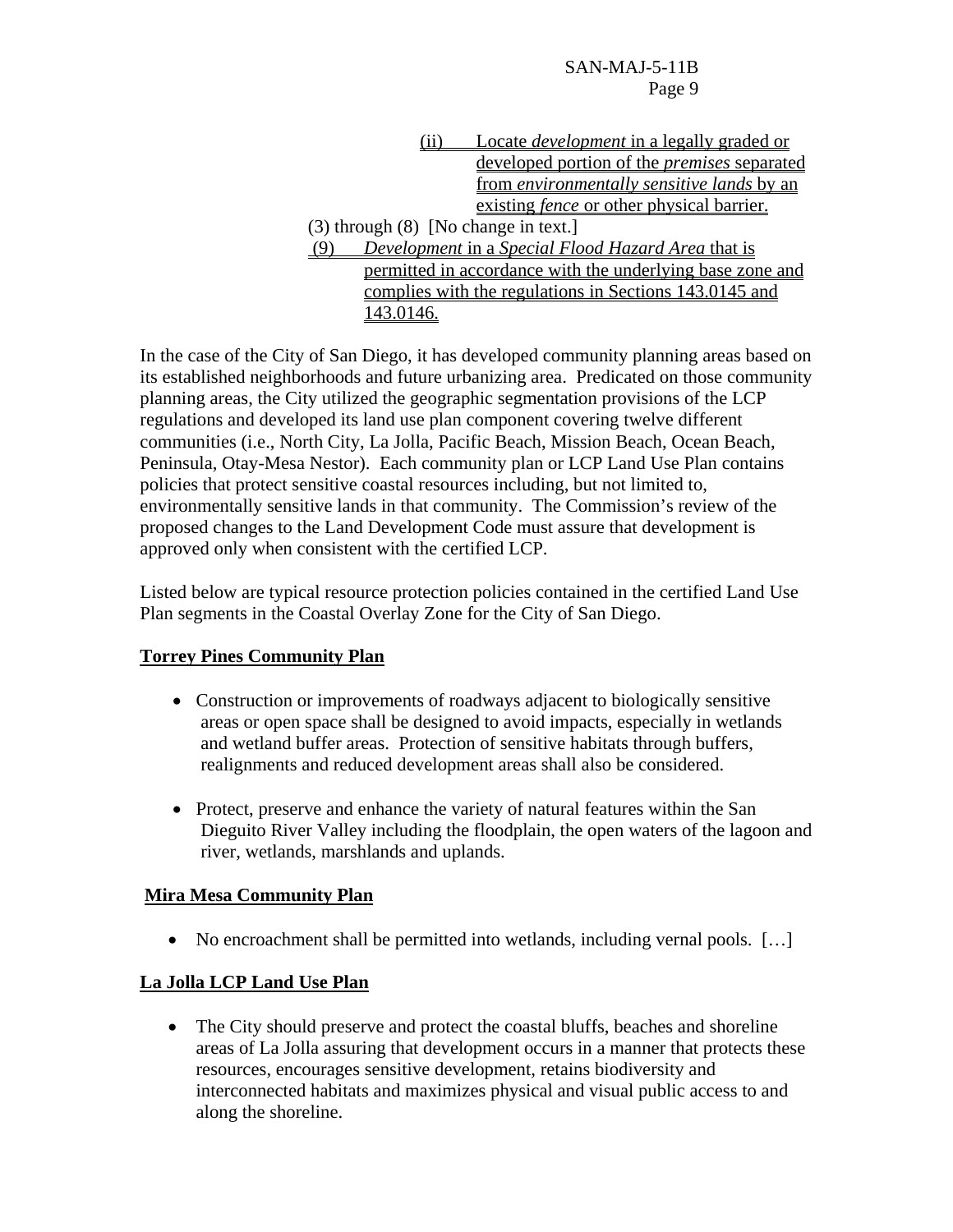(ii) Locate *development* in a legally graded or developed portion of the *premises* separated from *environmentally sensitive lands* by an existing *fence* or other physical barrier.

(3) through (8) [No change in text.]

(9) *Development* in a *Special Flood Hazard Area* that is permitted in accordance with the underlying base zone and complies with the regulations in Sections 143.0145 and 143.0146.

In the case of the City of San Diego, it has developed community planning areas based on its established neighborhoods and future urbanizing area. Predicated on those community planning areas, the City utilized the geographic segmentation provisions of the LCP regulations and developed its land use plan component covering twelve different communities (i.e., North City, La Jolla, Pacific Beach, Mission Beach, Ocean Beach, Peninsula, Otay-Mesa Nestor). Each community plan or LCP Land Use Plan contains policies that protect sensitive coastal resources including, but not limited to, environmentally sensitive lands in that community. The Commission's review of the proposed changes to the Land Development Code must assure that development is approved only when consistent with the certified LCP.

Listed below are typical resource protection policies contained in the certified Land Use Plan segments in the Coastal Overlay Zone for the City of San Diego.

**Torrey Pines Community Plan**

- Construction or improvements of roadways adjacent to biologically sensitive areas or open space shall be designed to avoid impacts, especially in wetlands and wetland buffer areas. Protection of sensitive habitats through buffers, realignments and reduced development areas shall also be considered.

- Protect, preserve and enhance the variety of natural features within the San Dieguito River Valley including the floodplain, the open waters of the lagoon and river, wetlands, marshlands and uplands.

**Mira Mesa Community Plan**

- No encroachment shall be permitted into wetlands, including vernal pools. […]

**La Jolla LCP Land Use Plan**

- The City should preserve and protect the coastal bluffs, beaches and shoreline areas of La Jolla assuring that development occurs in a manner that protects these resources, encourages sensitive development, retains biodiversity and interconnected habitats and maximizes physical and visual public access to and along the shoreline.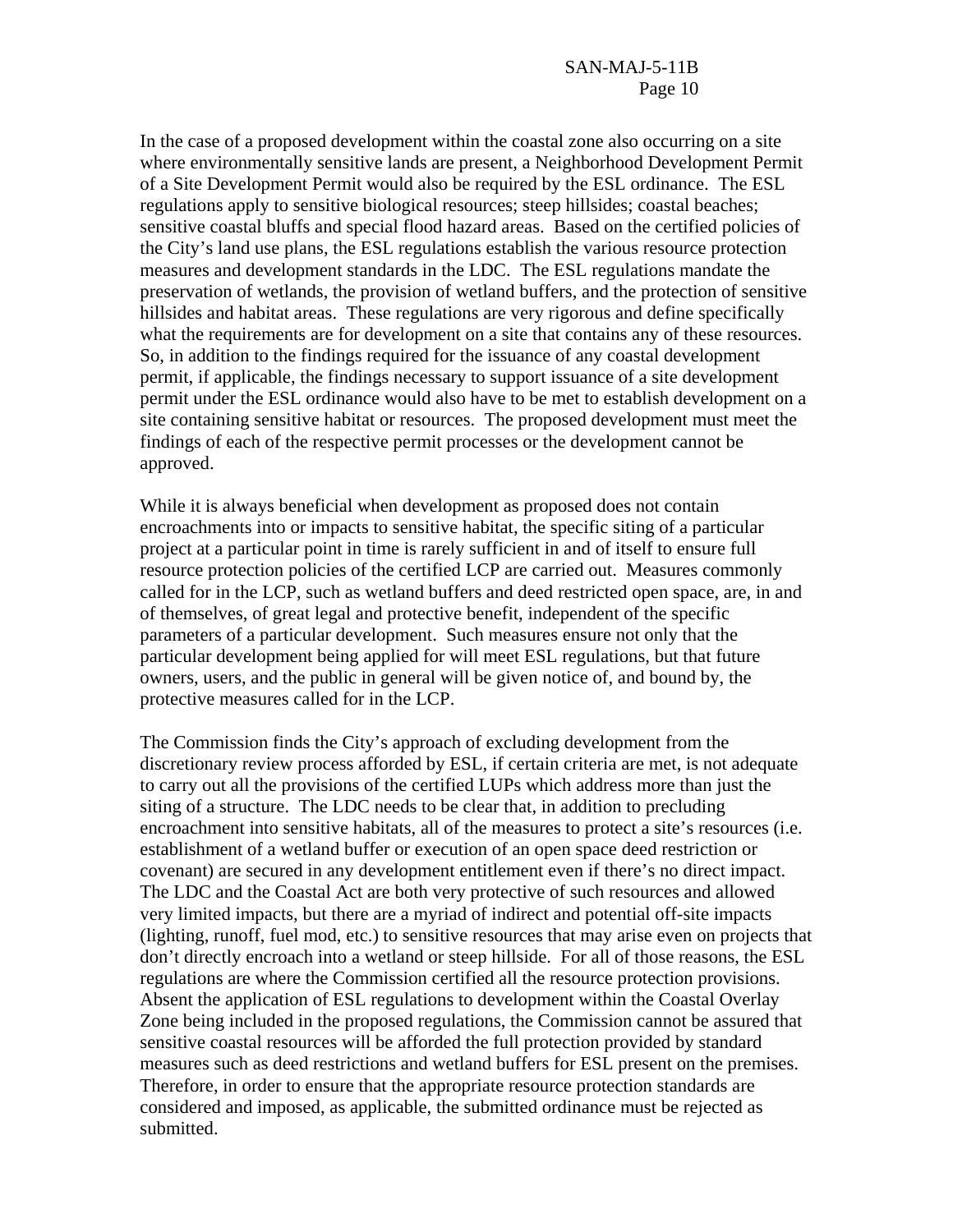In the case of a proposed development within the coastal zone also occurring on a site where environmentally sensitive lands are present, a Neighborhood Development Permit of a Site Development Permit would also be required by the ESL ordinance. The ESL regulations apply to sensitive biological resources; steep hillsides; coastal beaches; sensitive coastal bluffs and special flood hazard areas. Based on the certified policies of the City's land use plans, the ESL regulations establish the various resource protection measures and development standards in the LDC. The ESL regulations mandate the preservation of wetlands, the provision of wetland buffers, and the protection of sensitive hillsides and habitat areas. These regulations are very rigorous and define specifically what the requirements are for development on a site that contains any of these resources. So, in addition to the findings required for the issuance of any coastal development permit, if applicable, the findings necessary to support issuance of a site development permit under the ESL ordinance would also have to be met to establish development on a site containing sensitive habitat or resources. The proposed development must meet the findings of each of the respective permit processes or the development cannot be approved.

While it is always beneficial when development as proposed does not contain encroachments into or impacts to sensitive habitat, the specific siting of a particular project at a particular point in time is rarely sufficient in and of itself to ensure full resource protection policies of the certified LCP are carried out. Measures commonly called for in the LCP, such as wetland buffers and deed restricted open space, are, in and of themselves, of great legal and protective benefit, independent of the specific parameters of a particular development. Such measures ensure not only that the particular development being applied for will meet ESL regulations, but that future owners, users, and the public in general will be given notice of, and bound by, the protective measures called for in the LCP.

The Commission finds the City's approach of excluding development from the discretionary review process afforded by ESL, if certain criteria are met, is not adequate to carry out all the provisions of the certified LUPs which address more than just the siting of a structure. The LDC needs to be clear that, in addition to precluding encroachment into sensitive habitats, all of the measures to protect a site's resources (i.e. establishment of a wetland buffer or execution of an open space deed restriction or covenant) are secured in any development entitlement even if there's no direct impact. The LDC and the Coastal Act are both very protective of such resources and allowed very limited impacts, but there are a myriad of indirect and potential off-site impacts (lighting, runoff, fuel mod, etc.) to sensitive resources that may arise even on projects that don't directly encroach into a wetland or steep hillside. For all of those reasons, the ESL regulations are where the Commission certified all the resource protection provisions. Absent the application of ESL regulations to development within the Coastal Overlay Zone being included in the proposed regulations, the Commission cannot be assured that sensitive coastal resources will be afforded the full protection provided by standard measures such as deed restrictions and wetland buffers for ESL present on the premises. Therefore, in order to ensure that the appropriate resource protection standards are considered and imposed, as applicable, the submitted ordinance must be rejected as submitted.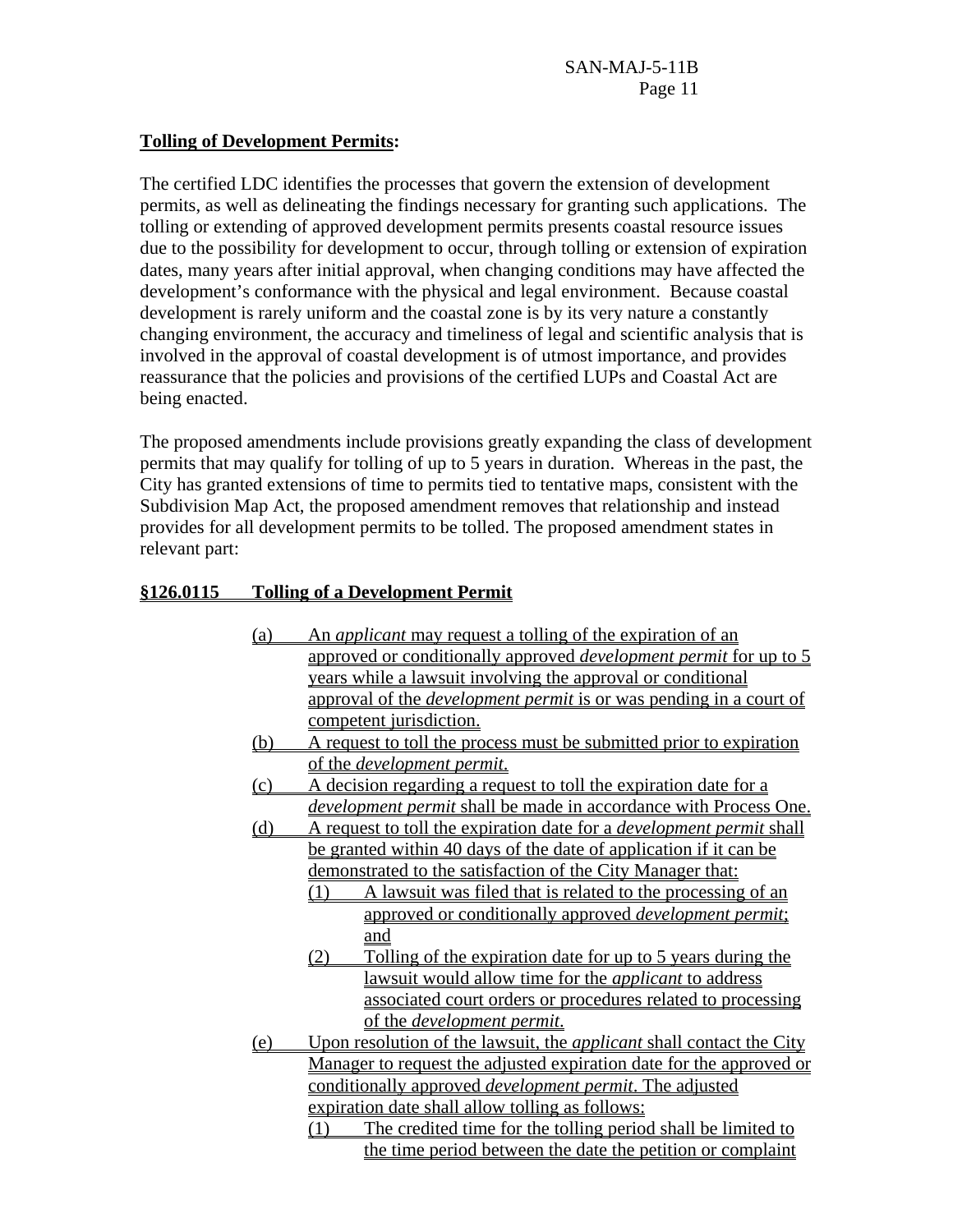**Tolling of Development Permits:**

The certified LDC identifies the processes that govern the extension of development permits, as well as delineating the findings necessary for granting such applications. The tolling or extending of approved development permits presents coastal resource issues due to the possibility for development to occur, through tolling or extension of expiration dates, many years after initial approval, when changing conditions may have affected the development's conformance with the physical and legal environment. Because coastal development is rarely uniform and the coastal zone is by its very nature a constantly changing environment, the accuracy and timeliness of legal and scientific analysis that is involved in the approval of coastal development is of utmost importance, and provides reassurance that the policies and provisions of the certified LUPs and Coastal Act are being enacted.

The proposed amendments include provisions greatly expanding the class of development permits that may qualify for tolling of up to 5 years in duration. Whereas in the past, the City has granted extensions of time to permits tied to tentative maps, consistent with the Subdivision Map Act, the proposed amendment removes that relationship and instead provides for all development permits to be tolled. The proposed amendment states in relevant part:

**§126.0115 Tolling of a Development Permit**

(a) An *applicant* may request a tolling of the expiration of an approved or conditionally approved *development permit* for up to 5 years while a lawsuit involving the approval or conditional approval of the *development permit* is or was pending in a court of competent jurisdiction.

(b) A request to toll the process must be submitted prior to expiration of the *development permit*.

(c) A decision regarding a request to toll the expiration date for a *development permit* shall be made in accordance with Process One.

(d) A request to toll the expiration date for a *development permit* shall be granted within 40 days of the date of application if it can be demonstrated to the satisfaction of the City Manager that:

  (1) A lawsuit was filed that is related to the processing of an approved or conditionally approved *development permit*; and

  (2) Tolling of the expiration date for up to 5 years during the lawsuit would allow time for the *applicant* to address associated court orders or procedures related to processing of the *development permit*.

(e) Upon resolution of the lawsuit, the *applicant* shall contact the City Manager to request the adjusted expiration date for the approved or conditionally approved *development permit*. The adjusted expiration date shall allow tolling as follows:

  (1) The credited time for the tolling period shall be limited to the time period between the date the petition or complaint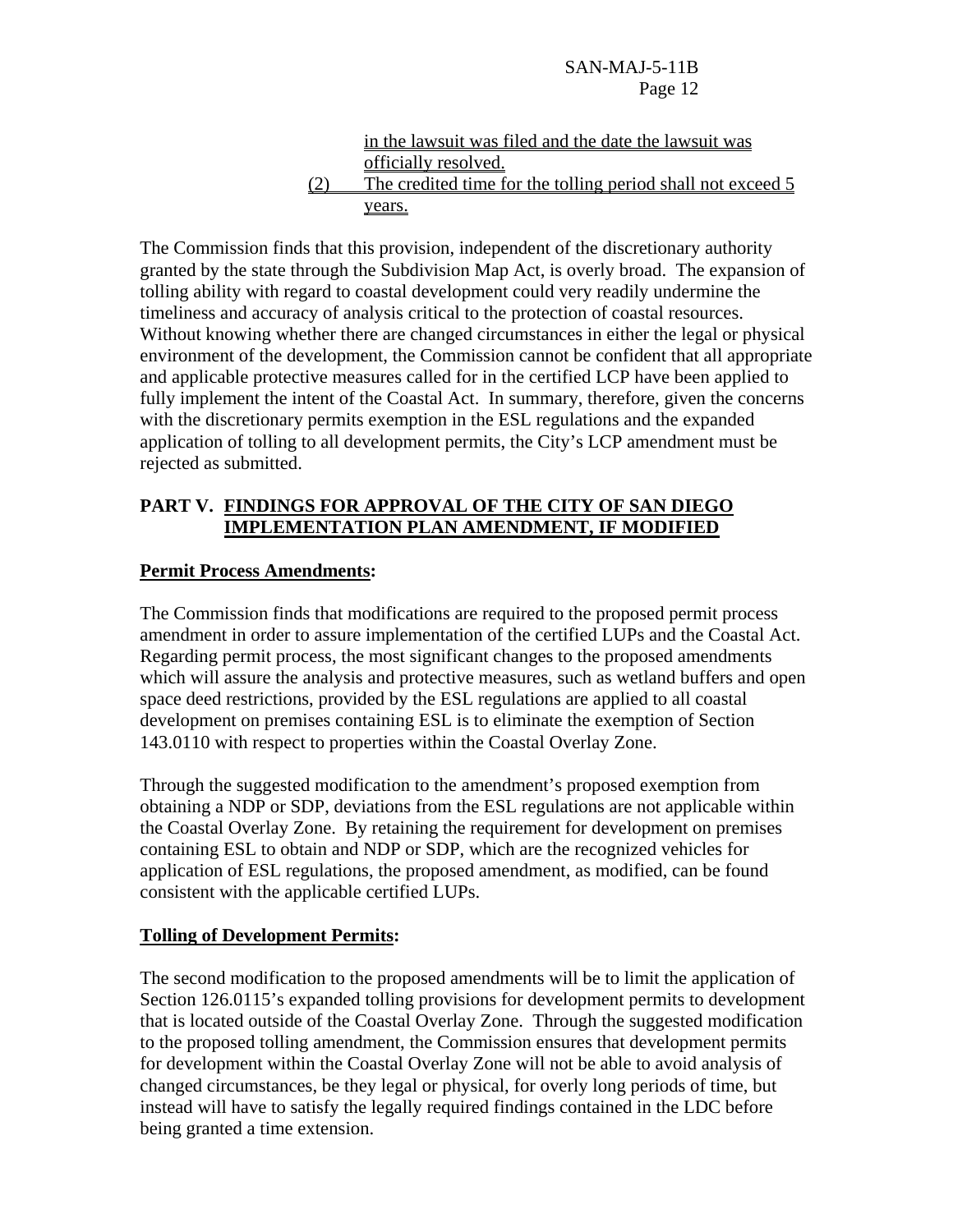in the lawsuit was filed and the date the lawsuit was officially resolved.

(2) The credited time for the tolling period shall not exceed 5 years.

The Commission finds that this provision, independent of the discretionary authority granted by the state through the Subdivision Map Act, is overly broad. The expansion of tolling ability with regard to coastal development could very readily undermine the timeliness and accuracy of analysis critical to the protection of coastal resources. Without knowing whether there are changed circumstances in either the legal or physical environment of the development, the Commission cannot be confident that all appropriate and applicable protective measures called for in the certified LCP have been applied to fully implement the intent of the Coastal Act. In summary, therefore, given the concerns with the discretionary permits exemption in the ESL regulations and the expanded application of tolling to all development permits, the City's LCP amendment must be rejected as submitted.

## PART V. FINDINGS FOR APPROVAL OF THE CITY OF SAN DIEGO IMPLEMENTATION PLAN AMENDMENT, IF MODIFIED

**Permit Process Amendments:**

The Commission finds that modifications are required to the proposed permit process amendment in order to assure implementation of the certified LUPs and the Coastal Act. Regarding permit process, the most significant changes to the proposed amendments which will assure the analysis and protective measures, such as wetland buffers and open space deed restrictions, provided by the ESL regulations are applied to all coastal development on premises containing ESL is to eliminate the exemption of Section 143.0110 with respect to properties within the Coastal Overlay Zone.

Through the suggested modification to the amendment's proposed exemption from obtaining a NDP or SDP, deviations from the ESL regulations are not applicable within the Coastal Overlay Zone. By retaining the requirement for development on premises containing ESL to obtain and NDP or SDP, which are the recognized vehicles for application of ESL regulations, the proposed amendment, as modified, can be found consistent with the applicable certified LUPs.

**Tolling of Development Permits:**

The second modification to the proposed amendments will be to limit the application of Section 126.0115's expanded tolling provisions for development permits to development that is located outside of the Coastal Overlay Zone. Through the suggested modification to the proposed tolling amendment, the Commission ensures that development permits for development within the Coastal Overlay Zone will not be able to avoid analysis of changed circumstances, be they legal or physical, for overly long periods of time, but instead will have to satisfy the legally required findings contained in the LDC before being granted a time extension.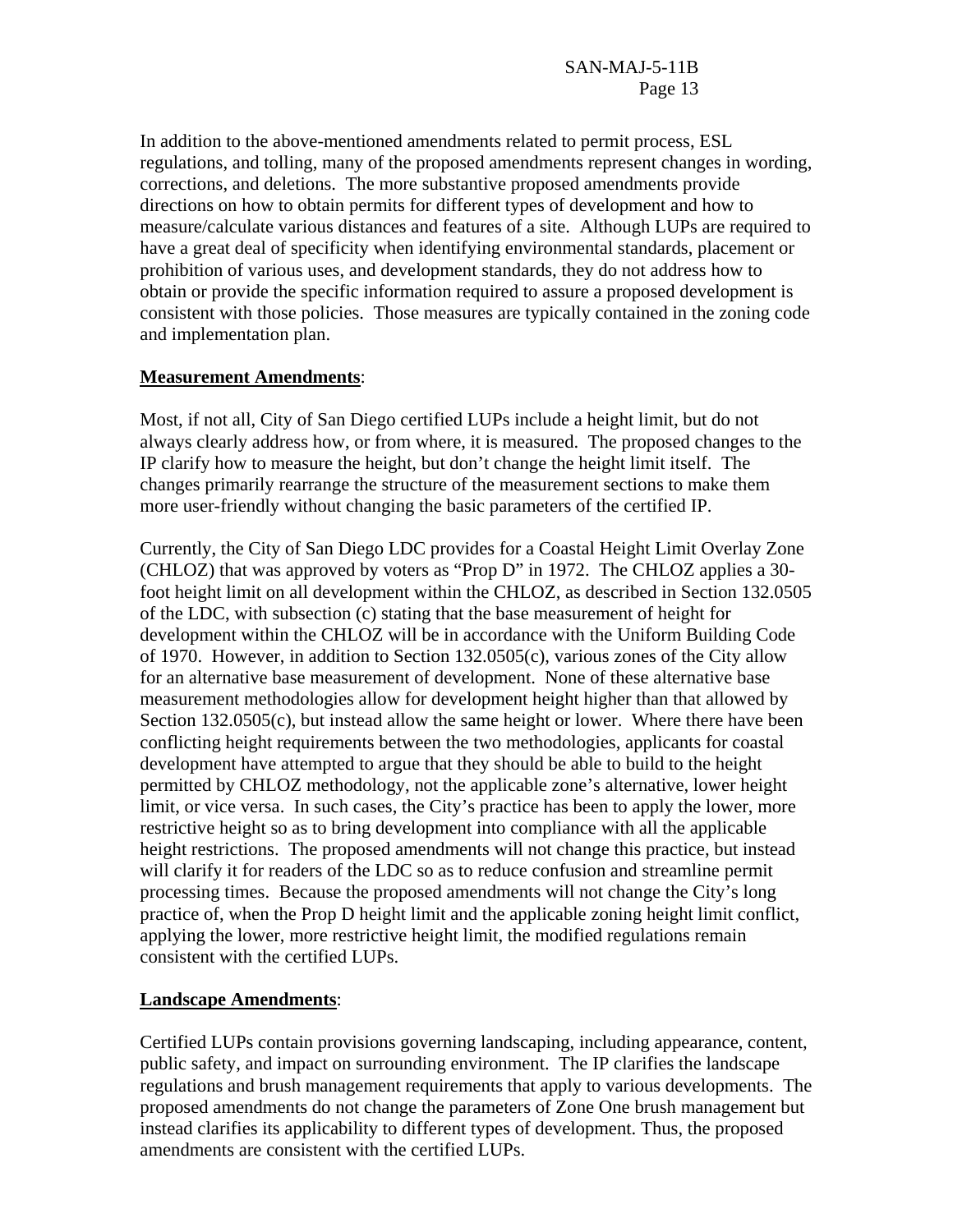In addition to the above-mentioned amendments related to permit process, ESL regulations, and tolling, many of the proposed amendments represent changes in wording, corrections, and deletions. The more substantive proposed amendments provide directions on how to obtain permits for different types of development and how to measure/calculate various distances and features of a site. Although LUPs are required to have a great deal of specificity when identifying environmental standards, placement or prohibition of various uses, and development standards, they do not address how to obtain or provide the specific information required to assure a proposed development is consistent with those policies. Those measures are typically contained in the zoning code and implementation plan.

**Measurement Amendments**:

Most, if not all, City of San Diego certified LUPs include a height limit, but do not always clearly address how, or from where, it is measured. The proposed changes to the IP clarify how to measure the height, but don't change the height limit itself. The changes primarily rearrange the structure of the measurement sections to make them more user-friendly without changing the basic parameters of the certified IP.

Currently, the City of San Diego LDC provides for a Coastal Height Limit Overlay Zone (CHLOZ) that was approved by voters as "Prop D" in 1972. The CHLOZ applies a 30-foot height limit on all development within the CHLOZ, as described in Section 132.0505 of the LDC, with subsection (c) stating that the base measurement of height for development within the CHLOZ will be in accordance with the Uniform Building Code of 1970. However, in addition to Section 132.0505(c), various zones of the City allow for an alternative base measurement of development. None of these alternative base measurement methodologies allow for development height higher than that allowed by Section 132.0505(c), but instead allow the same height or lower. Where there have been conflicting height requirements between the two methodologies, applicants for coastal development have attempted to argue that they should be able to build to the height permitted by CHLOZ methodology, not the applicable zone's alternative, lower height limit, or vice versa. In such cases, the City's practice has been to apply the lower, more restrictive height so as to bring development into compliance with all the applicable height restrictions. The proposed amendments will not change this practice, but instead will clarify it for readers of the LDC so as to reduce confusion and streamline permit processing times. Because the proposed amendments will not change the City's long practice of, when the Prop D height limit and the applicable zoning height limit conflict, applying the lower, more restrictive height limit, the modified regulations remain consistent with the certified LUPs.

**Landscape Amendments**:

Certified LUPs contain provisions governing landscaping, including appearance, content, public safety, and impact on surrounding environment. The IP clarifies the landscape regulations and brush management requirements that apply to various developments. The proposed amendments do not change the parameters of Zone One brush management but instead clarifies its applicability to different types of development. Thus, the proposed amendments are consistent with the certified LUPs.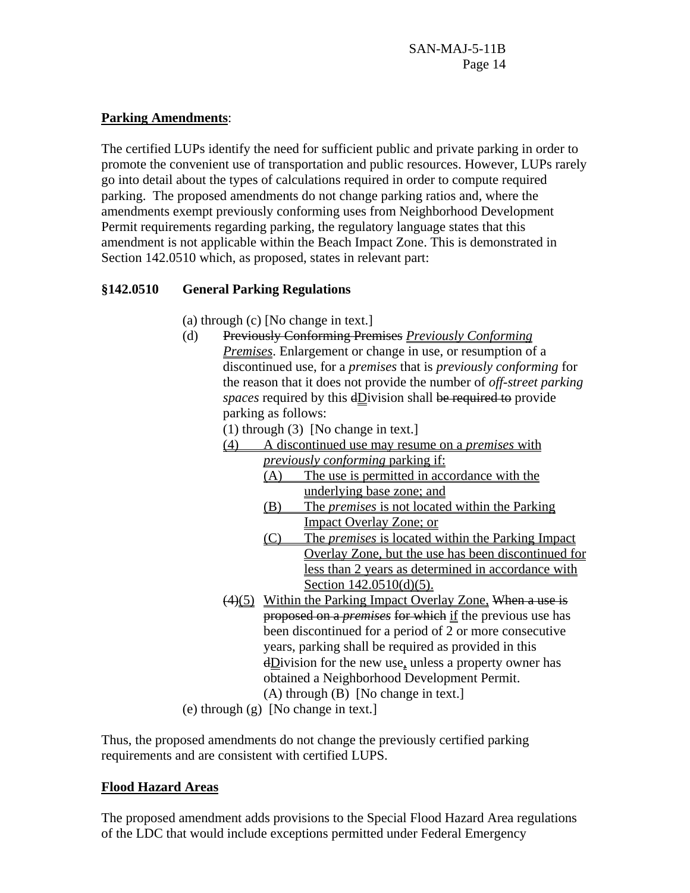**Parking Amendments**:

The certified LUPs identify the need for sufficient public and private parking in order to promote the convenient use of transportation and public resources. However, LUPs rarely go into detail about the types of calculations required in order to compute required parking. The proposed amendments do not change parking ratios and, where the amendments exempt previously conforming uses from Neighborhood Development Permit requirements regarding parking, the regulatory language states that this amendment is not applicable within the Beach Impact Zone. This is demonstrated in Section 142.0510 which, as proposed, states in relevant part:

**§142.0510 General Parking Regulations**

(a) through (c) [No change in text.]

(d) ~~Previously Conforming Premises~~ *Previously Conforming Premises*. Enlargement or change in use, or resumption of a discontinued use, for a *premises* that is *previously conforming* for the reason that it does not provide the number of *off-street parking spaces* required by this ~~d~~Division shall ~~be required to~~ provide parking as follows:

(1) through (3) [No change in text.]

(4) A discontinued use may resume on a *premises* with *previously conforming* parking if:

(A) The use is permitted in accordance with the underlying base zone; and

(B) The *premises* is not located within the Parking Impact Overlay Zone; or

(C) The *premises* is located within the Parking Impact Overlay Zone, but the use has been discontinued for less than 2 years as determined in accordance with Section 142.0510(d)(5).

~~(4)~~(5) Within the Parking Impact Overlay Zone, ~~When a use is proposed on a *premises* for which~~ if the previous use has been discontinued for a period of 2 or more consecutive years, parking shall be required as provided in this ~~d~~Division for the new use, unless a property owner has obtained a Neighborhood Development Permit.

(A) through (B) [No change in text.]

(e) through (g) [No change in text.]

Thus, the proposed amendments do not change the previously certified parking requirements and are consistent with certified LUPS.

**Flood Hazard Areas**

The proposed amendment adds provisions to the Special Flood Hazard Area regulations of the LDC that would include exceptions permitted under Federal Emergency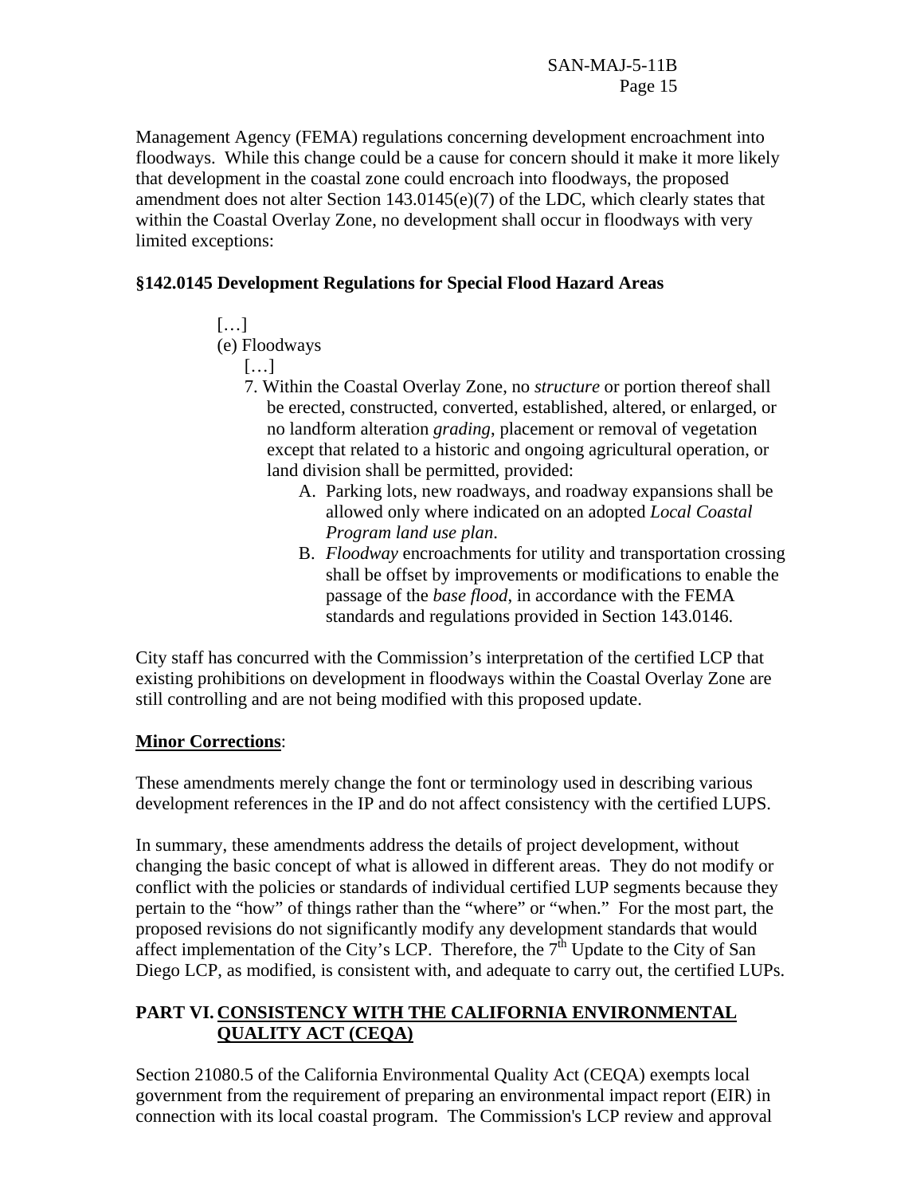Management Agency (FEMA) regulations concerning development encroachment into floodways. While this change could be a cause for concern should it make it more likely that development in the coastal zone could encroach into floodways, the proposed amendment does not alter Section 143.0145(e)(7) of the LDC, which clearly states that within the Coastal Overlay Zone, no development shall occur in floodways with very limited exceptions:

**§142.0145 Development Regulations for Special Flood Hazard Areas**

[…]

(e) Floodways

[…]

7. Within the Coastal Overlay Zone, no *structure* or portion thereof shall be erected, constructed, converted, established, altered, or enlarged, or no landform alteration *grading*, placement or removal of vegetation except that related to a historic and ongoing agricultural operation, or land division shall be permitted, provided:
   - A. Parking lots, new roadways, and roadway expansions shall be allowed only where indicated on an adopted *Local Coastal Program land use plan*.
   - B. *Floodway* encroachments for utility and transportation crossing shall be offset by improvements or modifications to enable the passage of the *base flood*, in accordance with the FEMA standards and regulations provided in Section 143.0146.

City staff has concurred with the Commission's interpretation of the certified LCP that existing prohibitions on development in floodways within the Coastal Overlay Zone are still controlling and are not being modified with this proposed update.

**Minor Corrections**:

These amendments merely change the font or terminology used in describing various development references in the IP and do not affect consistency with the certified LUPS.

In summary, these amendments address the details of project development, without changing the basic concept of what is allowed in different areas. They do not modify or conflict with the policies or standards of individual certified LUP segments because they pertain to the "how" of things rather than the "where" or "when." For the most part, the proposed revisions do not significantly modify any development standards that would affect implementation of the City's LCP. Therefore, the 7th Update to the City of San Diego LCP, as modified, is consistent with, and adequate to carry out, the certified LUPs.

## PART VI. CONSISTENCY WITH THE CALIFORNIA ENVIRONMENTAL QUALITY ACT (CEQA)

Section 21080.5 of the California Environmental Quality Act (CEQA) exempts local government from the requirement of preparing an environmental impact report (EIR) in connection with its local coastal program. The Commission's LCP review and approval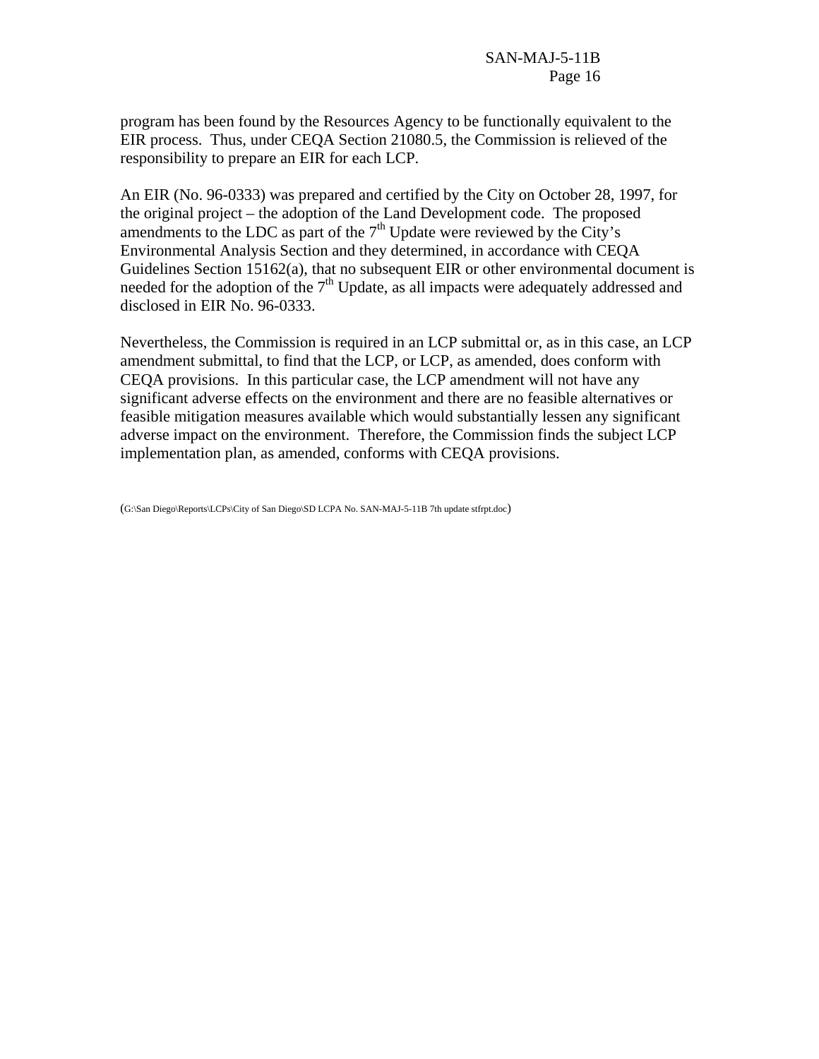program has been found by the Resources Agency to be functionally equivalent to the EIR process. Thus, under CEQA Section 21080.5, the Commission is relieved of the responsibility to prepare an EIR for each LCP.

An EIR (No. 96-0333) was prepared and certified by the City on October 28, 1997, for the original project – the adoption of the Land Development code. The proposed amendments to the LDC as part of the 7th Update were reviewed by the City's Environmental Analysis Section and they determined, in accordance with CEQA Guidelines Section 15162(a), that no subsequent EIR or other environmental document is needed for the adoption of the 7th Update, as all impacts were adequately addressed and disclosed in EIR No. 96-0333.

Nevertheless, the Commission is required in an LCP submittal or, as in this case, an LCP amendment submittal, to find that the LCP, or LCP, as amended, does conform with CEQA provisions. In this particular case, the LCP amendment will not have any significant adverse effects on the environment and there are no feasible alternatives or feasible mitigation measures available which would substantially lessen any significant adverse impact on the environment. Therefore, the Commission finds the subject LCP implementation plan, as amended, conforms with CEQA provisions.

(G:\San Diego\Reports\LCPs\City of San Diego\SD LCPA No. SAN-MAJ-5-11B 7th update stfrpt.doc)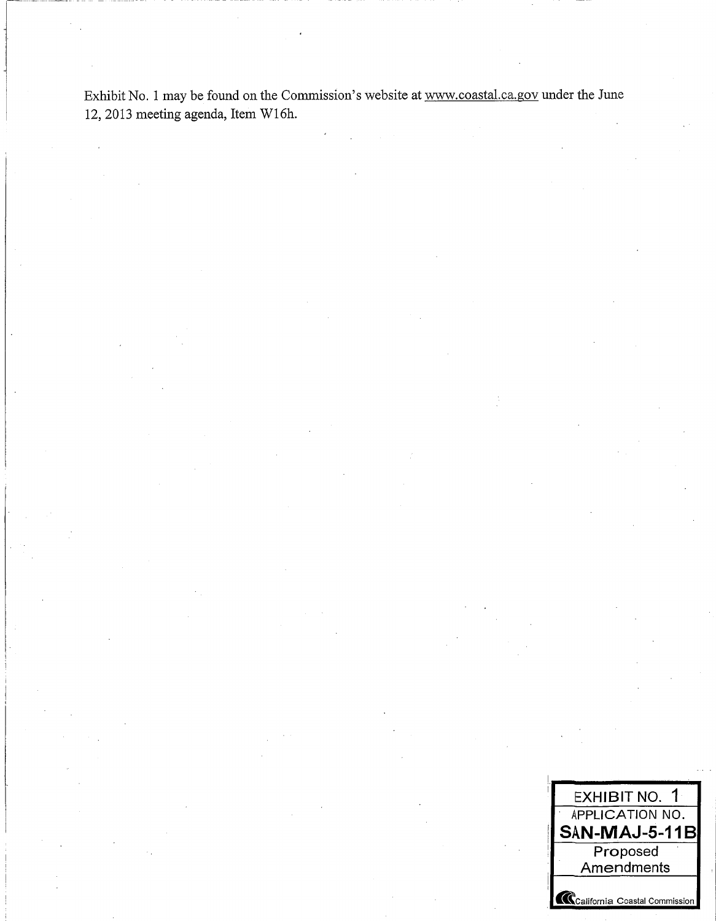Exhibit No. 1 may be found on the Commission's website at www.coastal.ca.gov under the June 12, 2013 meeting agenda, Item W16h.

EXHIBIT NO. 1
APPLICATION NO.
**SAN-MAJ-5-11B**
Proposed Amendments
California Coastal Commission